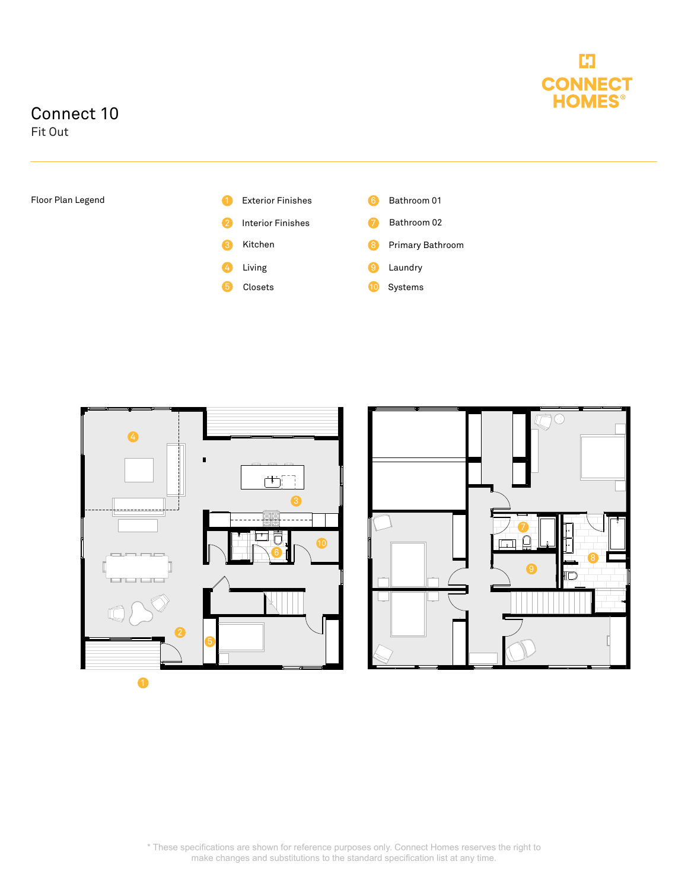# Connect 10

## Fit Out

CONNECT HOMES®

**Floor Plan Legend**

1. Exterior Finishes
2. Interior Finishes
3. Kitchen
4. Living
5. Closets
6. Bathroom 01
7. Bathroom 02
8. Primary Bathroom
9. Laundry
10. Systems

\* These specifications are shown for reference purposes only. Connect Homes reserves the right to make changes and substitutions to the standard specification list at any time.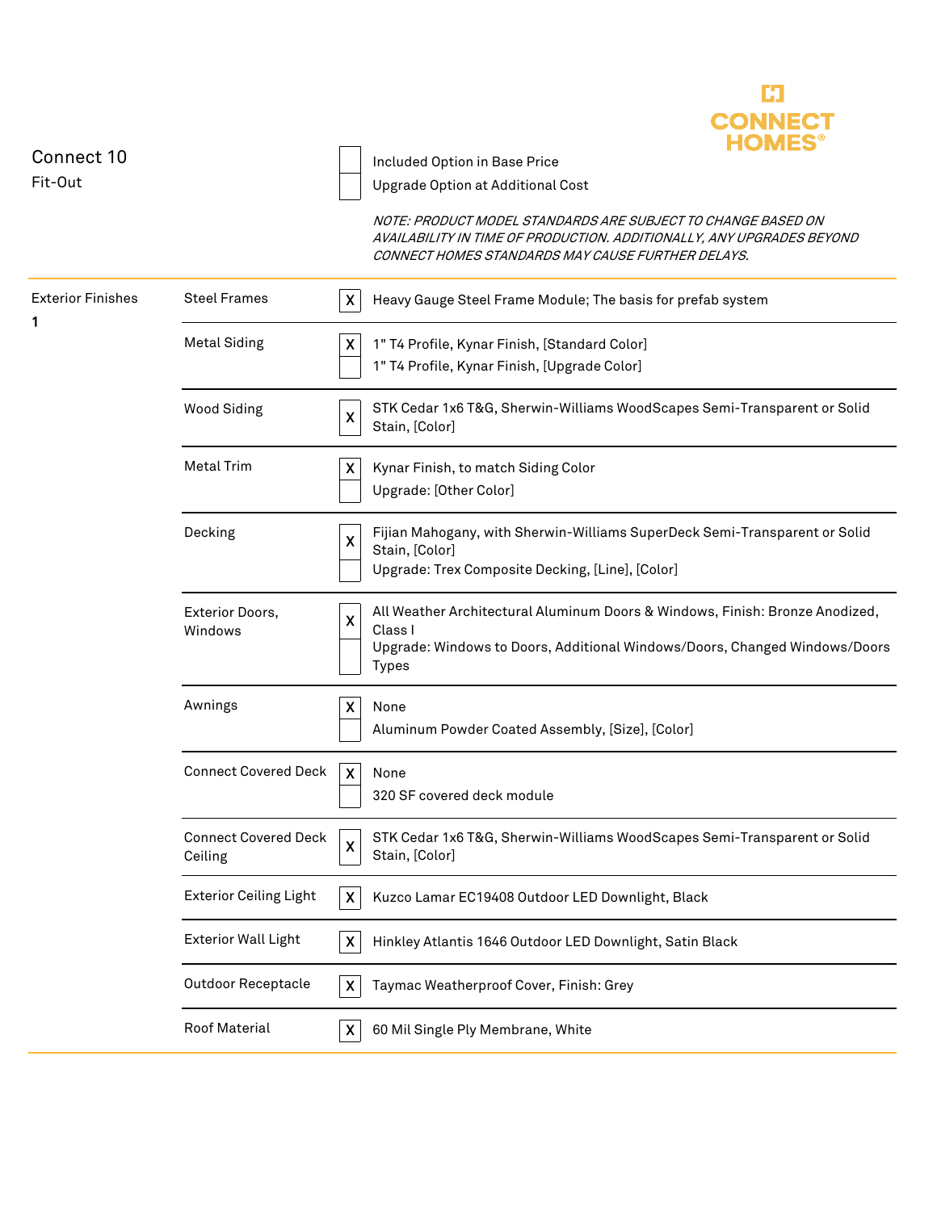# Connect 10

Fit-Out

CONNECT HOMES®

| | |
|---|---|
| ☐ | Included Option in Base Price |
| ☐ | Upgrade Option at Additional Cost |

*NOTE: PRODUCT MODEL STANDARDS ARE SUBJECT TO CHANGE BASED ON AVAILABILITY IN TIME OF PRODUCTION. ADDITIONALLY, ANY UPGRADES BEYOND CONNECT HOMES STANDARDS MAY CAUSE FURTHER DELAYS.*

| Section | Item | | Description |
|---|---|---|---|
| Exterior Finishes 1 | Steel Frames | X | Heavy Gauge Steel Frame Module; The basis for prefab system |
| | Metal Siding | X | 1" T4 Profile, Kynar Finish, [Standard Color] |
| | | | 1" T4 Profile, Kynar Finish, [Upgrade Color] |
| | Wood Siding | X | STK Cedar 1x6 T&G, Sherwin-Williams WoodScapes Semi-Transparent or Solid Stain, [Color] |
| | Metal Trim | X | Kynar Finish, to match Siding Color |
| | | | Upgrade: [Other Color] |
| | Decking | X | Fijian Mahogany, with Sherwin-Williams SuperDeck Semi-Transparent or Solid Stain, [Color] |
| | | | Upgrade: Trex Composite Decking, [Line], [Color] |
| | Exterior Doors, Windows | X | All Weather Architectural Aluminum Doors & Windows, Finish: Bronze Anodized, Class I |
| | | | Upgrade: Windows to Doors, Additional Windows/Doors, Changed Windows/Doors Types |
| | Awnings | X | None |
| | | | Aluminum Powder Coated Assembly, [Size], [Color] |
| | Connect Covered Deck | X | None |
| | | | 320 SF covered deck module |
| | Connect Covered Deck Ceiling | X | STK Cedar 1x6 T&G, Sherwin-Williams WoodScapes Semi-Transparent or Solid Stain, [Color] |
| | Exterior Ceiling Light | X | Kuzco Lamar EC19408 Outdoor LED Downlight, Black |
| | Exterior Wall Light | X | Hinkley Atlantis 1646 Outdoor LED Downlight, Satin Black |
| | Outdoor Receptacle | X | Taymac Weatherproof Cover, Finish: Grey |
| | Roof Material | X | 60 Mil Single Ply Membrane, White |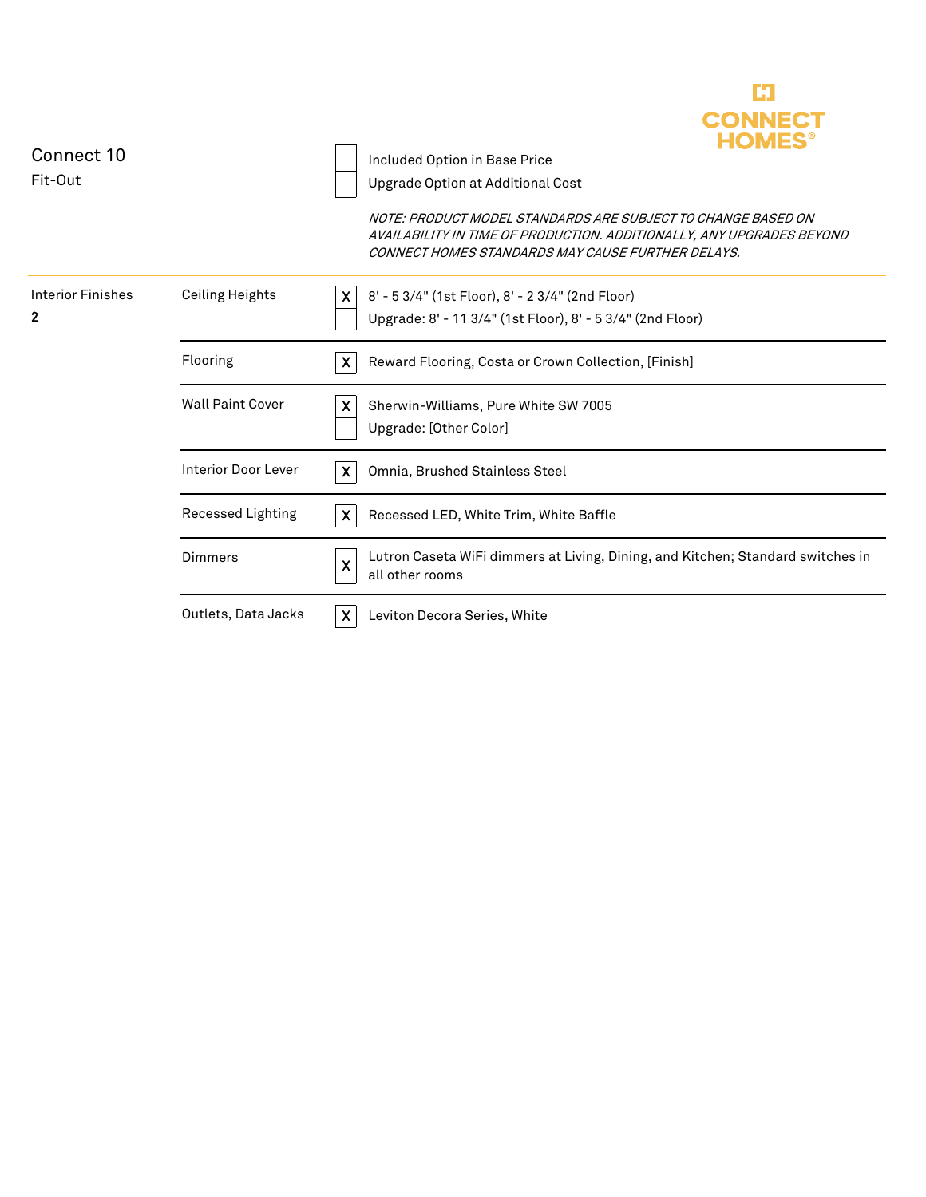# Connect 10

## Fit-Out

| | |
|---|---|
| ☐ | Included Option in Base Price |
| ☐ | Upgrade Option at Additional Cost |

*NOTE: PRODUCT MODEL STANDARDS ARE SUBJECT TO CHANGE BASED ON AVAILABILITY IN TIME OF PRODUCTION. ADDITIONALLY, ANY UPGRADES BEYOND CONNECT HOMES STANDARDS MAY CAUSE FURTHER DELAYS.*

| Section | Item | | Description |
|---|---|---|---|
| Interior Finishes **2** | Ceiling Heights | X | 8' - 5 3/4" (1st Floor), 8' - 2 3/4" (2nd Floor) |
| | | | Upgrade: 8' - 11 3/4" (1st Floor), 8' - 5 3/4" (2nd Floor) |
| | Flooring | X | Reward Flooring, Costa or Crown Collection, [Finish] |
| | Wall Paint Cover | X | Sherwin-Williams, Pure White SW 7005 |
| | | | Upgrade: [Other Color] |
| | Interior Door Lever | X | Omnia, Brushed Stainless Steel |
| | Recessed Lighting | X | Recessed LED, White Trim, White Baffle |
| | Dimmers | X | Lutron Caseta WiFi dimmers at Living, Dining, and Kitchen; Standard switches in all other rooms |
| | Outlets, Data Jacks | X | Leviton Decora Series, White |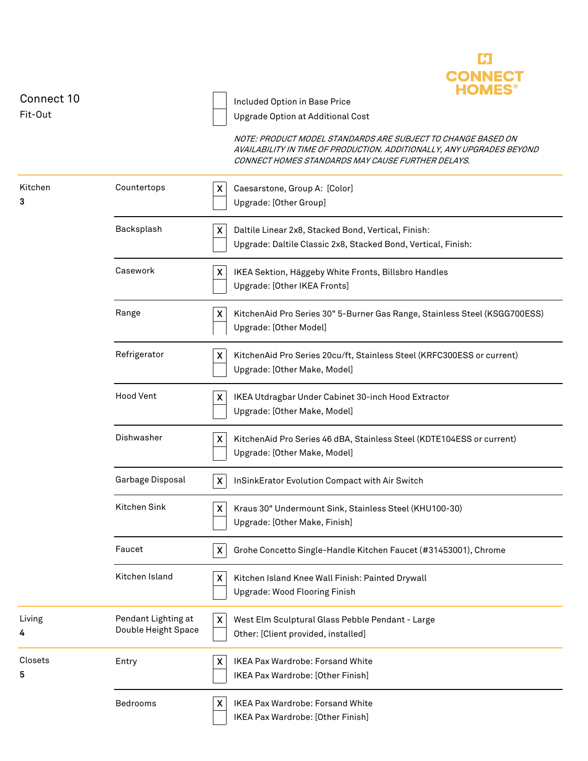CONNECT HOMES®

# Connect 10

Fit-Out

| | |
|---|---|
| ☐ | Included Option in Base Price |
| ☐ | Upgrade Option at Additional Cost |

*NOTE: PRODUCT MODEL STANDARDS ARE SUBJECT TO CHANGE BASED ON AVAILABILITY IN TIME OF PRODUCTION. ADDITIONALLY, ANY UPGRADES BEYOND CONNECT HOMES STANDARDS MAY CAUSE FURTHER DELAYS.*

| Section | Item | | Option |
|---|---|---|---|
| Kitchen **3** | Countertops | X | Caesarstone, Group A: [Color] |
| | | | Upgrade: [Other Group] |
| | Backsplash | X | Daltile Linear 2x8, Stacked Bond, Vertical, Finish: |
| | | | Upgrade: Daltile Classic 2x8, Stacked Bond, Vertical, Finish: |
| | Casework | X | IKEA Sektion, Häggeby White Fronts, Billsbro Handles |
| | | | Upgrade: [Other IKEA Fronts] |
| | Range | X | KitchenAid Pro Series 30" 5-Burner Gas Range, Stainless Steel (KSGG700ESS) |
| | | | Upgrade: [Other Model] |
| | Refrigerator | X | KitchenAid Pro Series 20cu/ft, Stainless Steel (KRFC300ESS or current) |
| | | | Upgrade: [Other Make, Model] |
| | Hood Vent | X | IKEA Utdragbar Under Cabinet 30-inch Hood Extractor |
| | | | Upgrade: [Other Make, Model] |
| | Dishwasher | X | KitchenAid Pro Series 46 dBA, Stainless Steel (KDTE104ESS or current) |
| | | | Upgrade: [Other Make, Model] |
| | Garbage Disposal | X | InSinkErator Evolution Compact with Air Switch |
| | Kitchen Sink | X | Kraus 30" Undermount Sink, Stainless Steel (KHU100-30) |
| | | | Upgrade: [Other Make, Finish] |
| | Faucet | X | Grohe Concetto Single-Handle Kitchen Faucet (#31453001), Chrome |
| | Kitchen Island | X | Kitchen Island Knee Wall Finish: Painted Drywall |
| | | | Upgrade: Wood Flooring Finish |
| Living **4** | Pendant Lighting at Double Height Space | X | West Elm Sculptural Glass Pebble Pendant - Large |
| | | | Other: [Client provided, installed] |
| Closets **5** | Entry | X | IKEA Pax Wardrobe: Forsand White |
| | | | IKEA Pax Wardrobe: [Other Finish] |
| | Bedrooms | X | IKEA Pax Wardrobe: Forsand White |
| | | | IKEA Pax Wardrobe: [Other Finish] |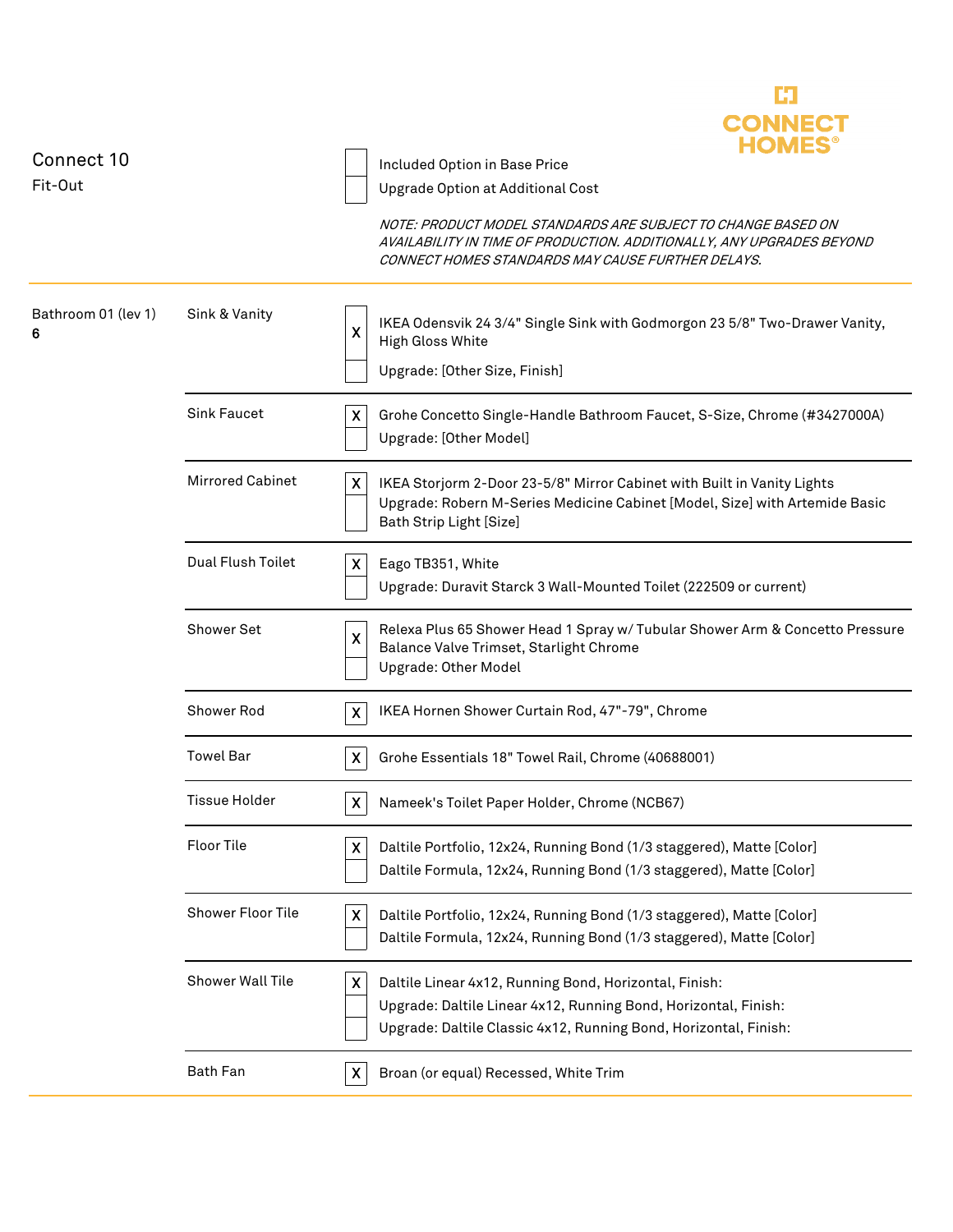# Connect 10

Fit-Out

CONNECT HOMES®

| | |
|---|---|
| [ ] | Included Option in Base Price |
| [ ] | Upgrade Option at Additional Cost |

*NOTE: PRODUCT MODEL STANDARDS ARE SUBJECT TO CHANGE BASED ON AVAILABILITY IN TIME OF PRODUCTION. ADDITIONALLY, ANY UPGRADES BEYOND CONNECT HOMES STANDARDS MAY CAUSE FURTHER DELAYS.*

| Room | Item | Selection | Description |
|---|---|---|---|
| Bathroom 01 (lev 1) **6** | Sink & Vanity | X | IKEA Odensvik 24 3/4" Single Sink with Godmorgon 23 5/8" Two-Drawer Vanity, High Gloss White |
| | | | Upgrade: [Other Size, Finish] |
| | Sink Faucet | X | Grohe Concetto Single-Handle Bathroom Faucet, S-Size, Chrome (#3427000A) |
| | | | Upgrade: [Other Model] |
| | Mirrored Cabinet | X | IKEA Storjorm 2-Door 23-5/8" Mirror Cabinet with Built in Vanity Lights |
| | | | Upgrade: Robern M-Series Medicine Cabinet [Model, Size] with Artemide Basic Bath Strip Light [Size] |
| | Dual Flush Toilet | X | Eago TB351, White |
| | | | Upgrade: Duravit Starck 3 Wall-Mounted Toilet (222509 or current) |
| | Shower Set | X | Relexa Plus 65 Shower Head 1 Spray w/ Tubular Shower Arm & Concetto Pressure Balance Valve Trimset, Starlight Chrome |
| | | | Upgrade: Other Model |
| | Shower Rod | X | IKEA Hornen Shower Curtain Rod, 47"-79", Chrome |
| | Towel Bar | X | Grohe Essentials 18" Towel Rail, Chrome (40688001) |
| | Tissue Holder | X | Nameek's Toilet Paper Holder, Chrome (NCB67) |
| | Floor Tile | X | Daltile Portfolio, 12x24, Running Bond (1/3 staggered), Matte [Color] |
| | | | Daltile Formula, 12x24, Running Bond (1/3 staggered), Matte [Color] |
| | Shower Floor Tile | X | Daltile Portfolio, 12x24, Running Bond (1/3 staggered), Matte [Color] |
| | | | Daltile Formula, 12x24, Running Bond (1/3 staggered), Matte [Color] |
| | Shower Wall Tile | X | Daltile Linear 4x12, Running Bond, Horizontal, Finish: |
| | | | Upgrade: Daltile Linear 4x12, Running Bond, Horizontal, Finish: |
| | | | Upgrade: Daltile Classic 4x12, Running Bond, Horizontal, Finish: |
| | Bath Fan | X | Broan (or equal) Recessed, White Trim |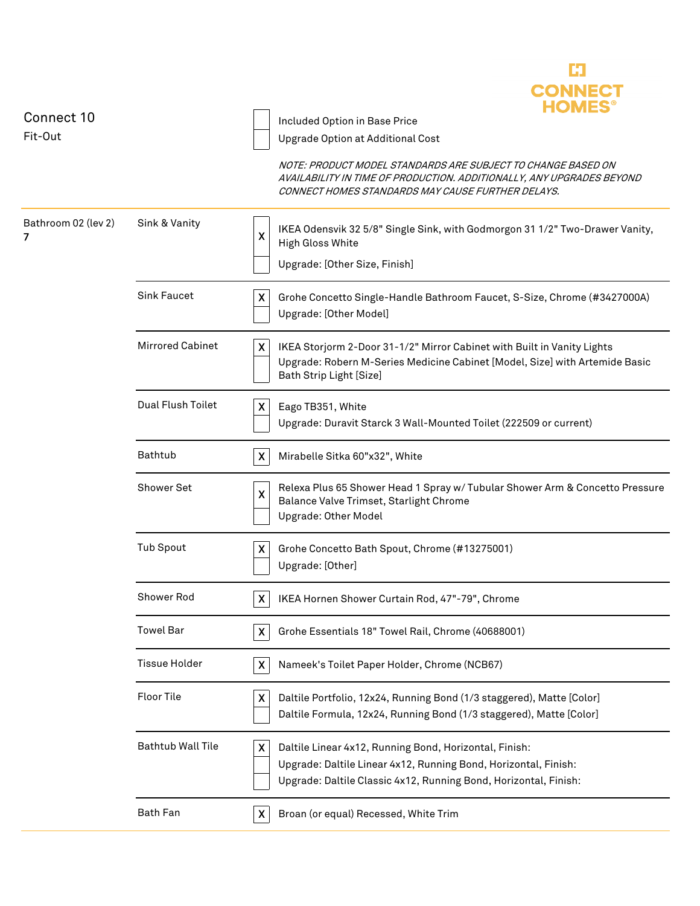CONNECT HOMES®

Connect 10
Fit-Out

| | |
|---|---|
| ☐ | Included Option in Base Price |
| ☐ | Upgrade Option at Additional Cost |

*NOTE: PRODUCT MODEL STANDARDS ARE SUBJECT TO CHANGE BASED ON AVAILABILITY IN TIME OF PRODUCTION. ADDITIONALLY, ANY UPGRADES BEYOND CONNECT HOMES STANDARDS MAY CAUSE FURTHER DELAYS.*

| Room | Item | Selected | Description |
|---|---|---|---|
| Bathroom 02 (lev 2) **7** | Sink & Vanity | X | IKEA Odensvik 32 5/8" Single Sink, with Godmorgon 31 1/2" Two-Drawer Vanity, High Gloss White |
| | | | Upgrade: [Other Size, Finish] |
| | Sink Faucet | X | Grohe Concetto Single-Handle Bathroom Faucet, S-Size, Chrome (#3427000A) |
| | | | Upgrade: [Other Model] |
| | Mirrored Cabinet | X | IKEA Storjorm 2-Door 31-1/2" Mirror Cabinet with Built in Vanity Lights |
| | | | Upgrade: Robern M-Series Medicine Cabinet [Model, Size] with Artemide Basic Bath Strip Light [Size] |
| | Dual Flush Toilet | X | Eago TB351, White |
| | | | Upgrade: Duravit Starck 3 Wall-Mounted Toilet (222509 or current) |
| | Bathtub | X | Mirabelle Sitka 60"x32", White |
| | Shower Set | X | Relexa Plus 65 Shower Head 1 Spray w/ Tubular Shower Arm & Concetto Pressure Balance Valve Trimset, Starlight Chrome |
| | | | Upgrade: Other Model |
| | Tub Spout | X | Grohe Concetto Bath Spout, Chrome (#13275001) |
| | | | Upgrade: [Other] |
| | Shower Rod | X | IKEA Hornen Shower Curtain Rod, 47"-79", Chrome |
| | Towel Bar | X | Grohe Essentials 18" Towel Rail, Chrome (40688001) |
| | Tissue Holder | X | Nameek's Toilet Paper Holder, Chrome (NCB67) |
| | Floor Tile | X | Daltile Portfolio, 12x24, Running Bond (1/3 staggered), Matte [Color] |
| | | | Daltile Formula, 12x24, Running Bond (1/3 staggered), Matte [Color] |
| | Bathtub Wall Tile | X | Daltile Linear 4x12, Running Bond, Horizontal, Finish: |
| | | | Upgrade: Daltile Linear 4x12, Running Bond, Horizontal, Finish: |
| | | | Upgrade: Daltile Classic 4x12, Running Bond, Horizontal, Finish: |
| | Bath Fan | X | Broan (or equal) Recessed, White Trim |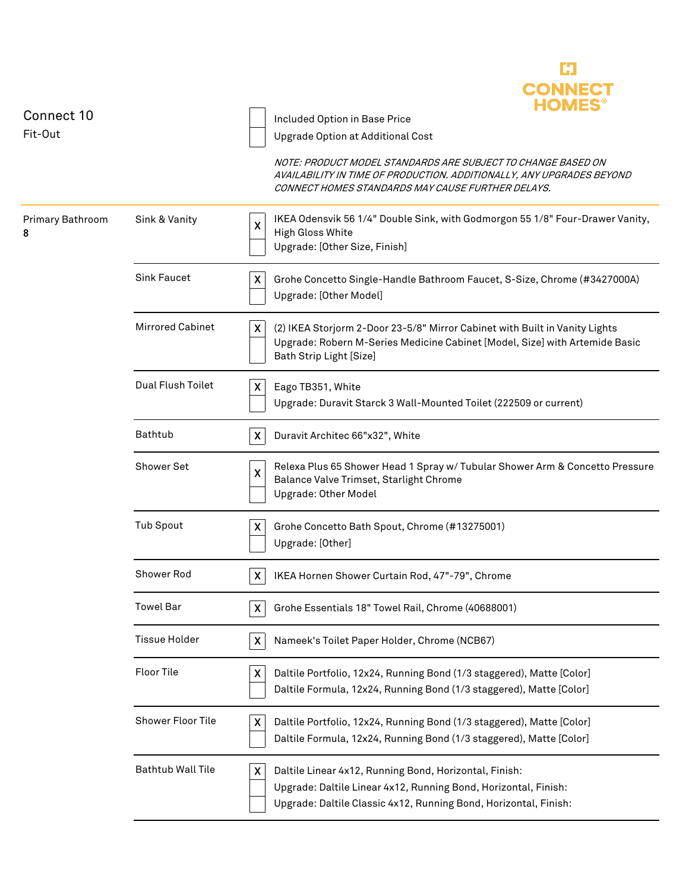CONNECT HOMES®

# Connect 10

Fit-Out

| | |
|---|---|
| [ ] | Included Option in Base Price |
| [ ] | Upgrade Option at Additional Cost |

*NOTE: PRODUCT MODEL STANDARDS ARE SUBJECT TO CHANGE BASED ON AVAILABILITY IN TIME OF PRODUCTION. ADDITIONALLY, ANY UPGRADES BEYOND CONNECT HOMES STANDARDS MAY CAUSE FURTHER DELAYS.*

| Room | Item | | Description |
|---|---|---|---|
| Primary Bathroom **8** | Sink & Vanity | X | IKEA Odensvik 56 1/4" Double Sink, with Godmorgon 55 1/8" Four-Drawer Vanity, High Gloss White |
| | | | Upgrade: [Other Size, Finish] |
| | Sink Faucet | X | Grohe Concetto Single-Handle Bathroom Faucet, S-Size, Chrome (#3427000A) |
| | | | Upgrade: [Other Model] |
| | Mirrored Cabinet | X | (2) IKEA Storjorm 2-Door 23-5/8" Mirror Cabinet with Built in Vanity Lights |
| | | | Upgrade: Robern M-Series Medicine Cabinet [Model, Size] with Artemide Basic Bath Strip Light [Size] |
| | Dual Flush Toilet | X | Eago TB351, White |
| | | | Upgrade: Duravit Starck 3 Wall-Mounted Toilet (222509 or current) |
| | Bathtub | X | Duravit Architec 66"x32", White |
| | Shower Set | X | Relexa Plus 65 Shower Head 1 Spray w/ Tubular Shower Arm & Concetto Pressure Balance Valve Trimset, Starlight Chrome |
| | | | Upgrade: Other Model |
| | Tub Spout | X | Grohe Concetto Bath Spout, Chrome (#13275001) |
| | | | Upgrade: [Other] |
| | Shower Rod | X | IKEA Hornen Shower Curtain Rod, 47"-79", Chrome |
| | Towel Bar | X | Grohe Essentials 18" Towel Rail, Chrome (40688001) |
| | Tissue Holder | X | Nameek's Toilet Paper Holder, Chrome (NCB67) |
| | Floor Tile | X | Daltile Portfolio, 12x24, Running Bond (1/3 staggered), Matte [Color] |
| | | | Daltile Formula, 12x24, Running Bond (1/3 staggered), Matte [Color] |
| | Shower Floor Tile | X | Daltile Portfolio, 12x24, Running Bond (1/3 staggered), Matte [Color] |
| | | | Daltile Formula, 12x24, Running Bond (1/3 staggered), Matte [Color] |
| | Bathtub Wall Tile | X | Daltile Linear 4x12, Running Bond, Horizontal, Finish: |
| | | | Upgrade: Daltile Linear 4x12, Running Bond, Horizontal, Finish: |
| | | | Upgrade: Daltile Classic 4x12, Running Bond, Horizontal, Finish: |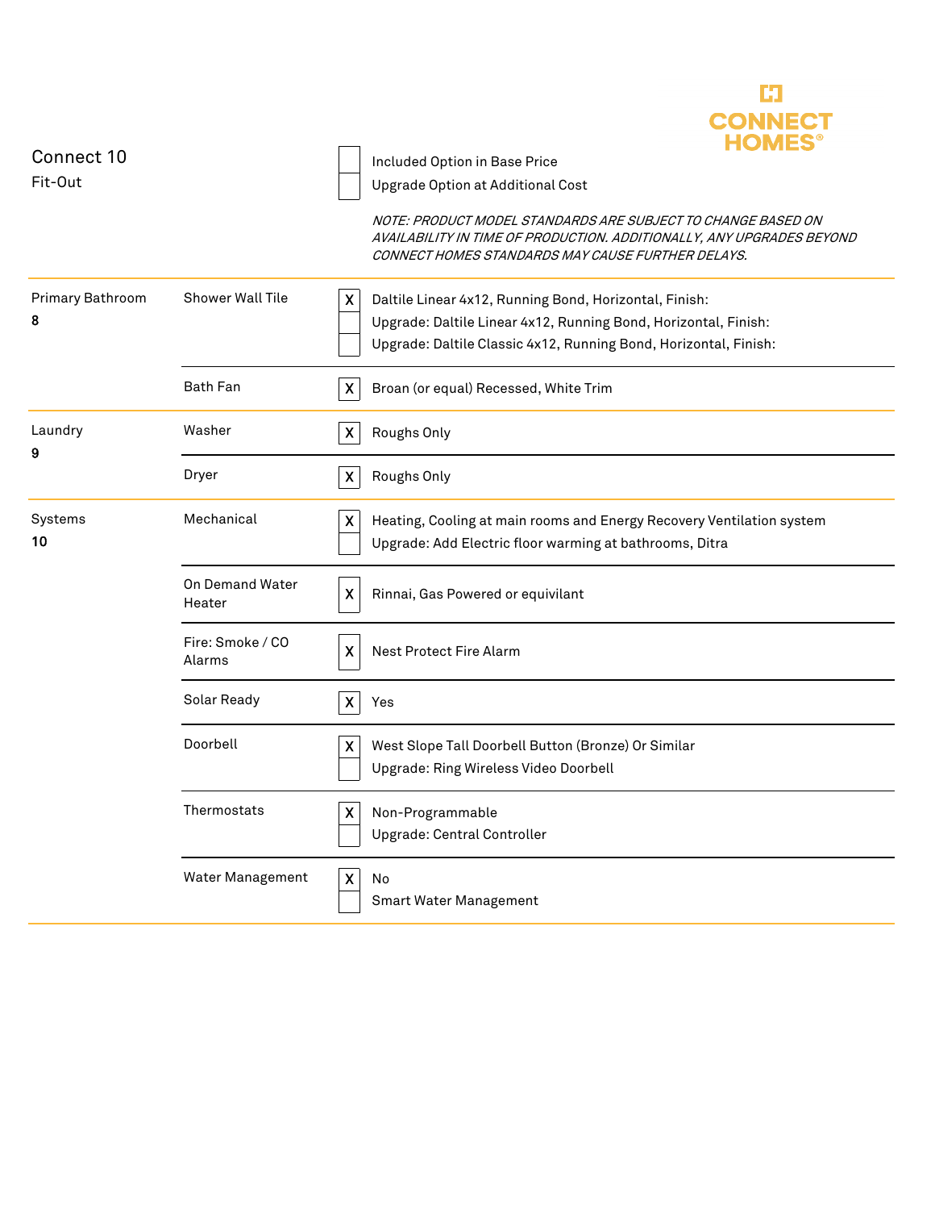CONNECT HOMES®

Connect 10

Fit-Out

| | |
|---|---|
| ☐ | Included Option in Base Price |
| ☐ | Upgrade Option at Additional Cost |

*NOTE: PRODUCT MODEL STANDARDS ARE SUBJECT TO CHANGE BASED ON AVAILABILITY IN TIME OF PRODUCTION. ADDITIONALLY, ANY UPGRADES BEYOND CONNECT HOMES STANDARDS MAY CAUSE FURTHER DELAYS.*

| | | | |
|---|---|---|---|
| Primary Bathroom **8** | Shower Wall Tile | X | Daltile Linear 4x12, Running Bond, Horizontal, Finish: |
| | | | Upgrade: Daltile Linear 4x12, Running Bond, Horizontal, Finish: |
| | | | Upgrade: Daltile Classic 4x12, Running Bond, Horizontal, Finish: |
| | Bath Fan | X | Broan (or equal) Recessed, White Trim |
| Laundry **9** | Washer | X | Roughs Only |
| | Dryer | X | Roughs Only |
| Systems **10** | Mechanical | X | Heating, Cooling at main rooms and Energy Recovery Ventilation system |
| | | | Upgrade: Add Electric floor warming at bathrooms, Ditra |
| | On Demand Water Heater | X | Rinnai, Gas Powered or equivilant |
| | Fire: Smoke / CO Alarms | X | Nest Protect Fire Alarm |
| | Solar Ready | X | Yes |
| | Doorbell | X | West Slope Tall Doorbell Button (Bronze) Or Similar |
| | | | Upgrade: Ring Wireless Video Doorbell |
| | Thermostats | X | Non-Programmable |
| | | | Upgrade: Central Controller |
| | Water Management | X | No |
| | | | Smart Water Management |